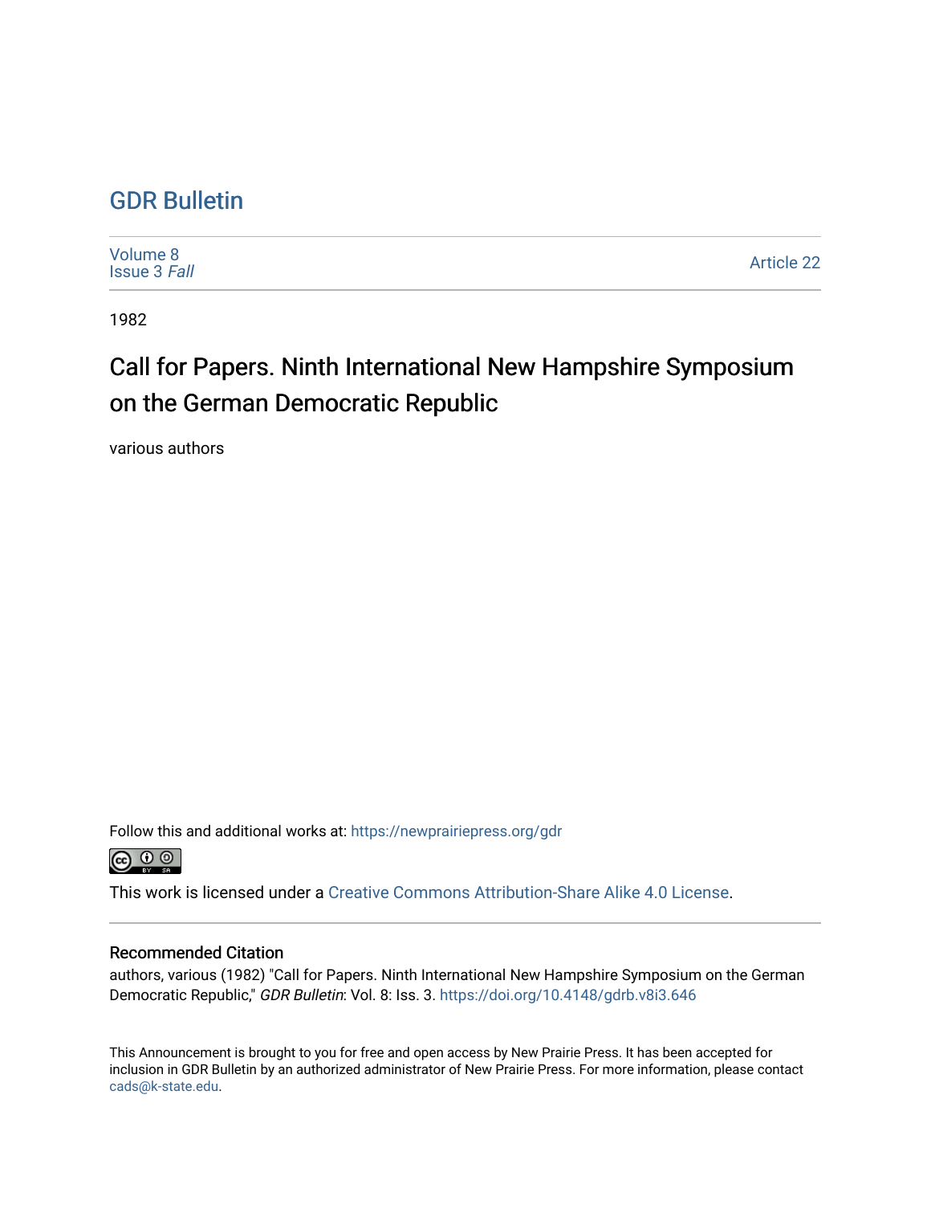# GDR Bulletin

Volume 8
Issue 3 *Fall*

Article 22

1982

## Call for Papers. Ninth International New Hampshire Symposium on the German Democratic Republic

various authors

Follow this and additional works at: https://newprairiepress.org/gdr

This work is licensed under a Creative Commons Attribution-Share Alike 4.0 License.

### Recommended Citation

authors, various (1982) "Call for Papers. Ninth International New Hampshire Symposium on the German Democratic Republic," *GDR Bulletin*: Vol. 8: Iss. 3. https://doi.org/10.4148/gdrb.v8i3.646

This Announcement is brought to you for free and open access by New Prairie Press. It has been accepted for inclusion in GDR Bulletin by an authorized administrator of New Prairie Press. For more information, please contact cads@k-state.edu.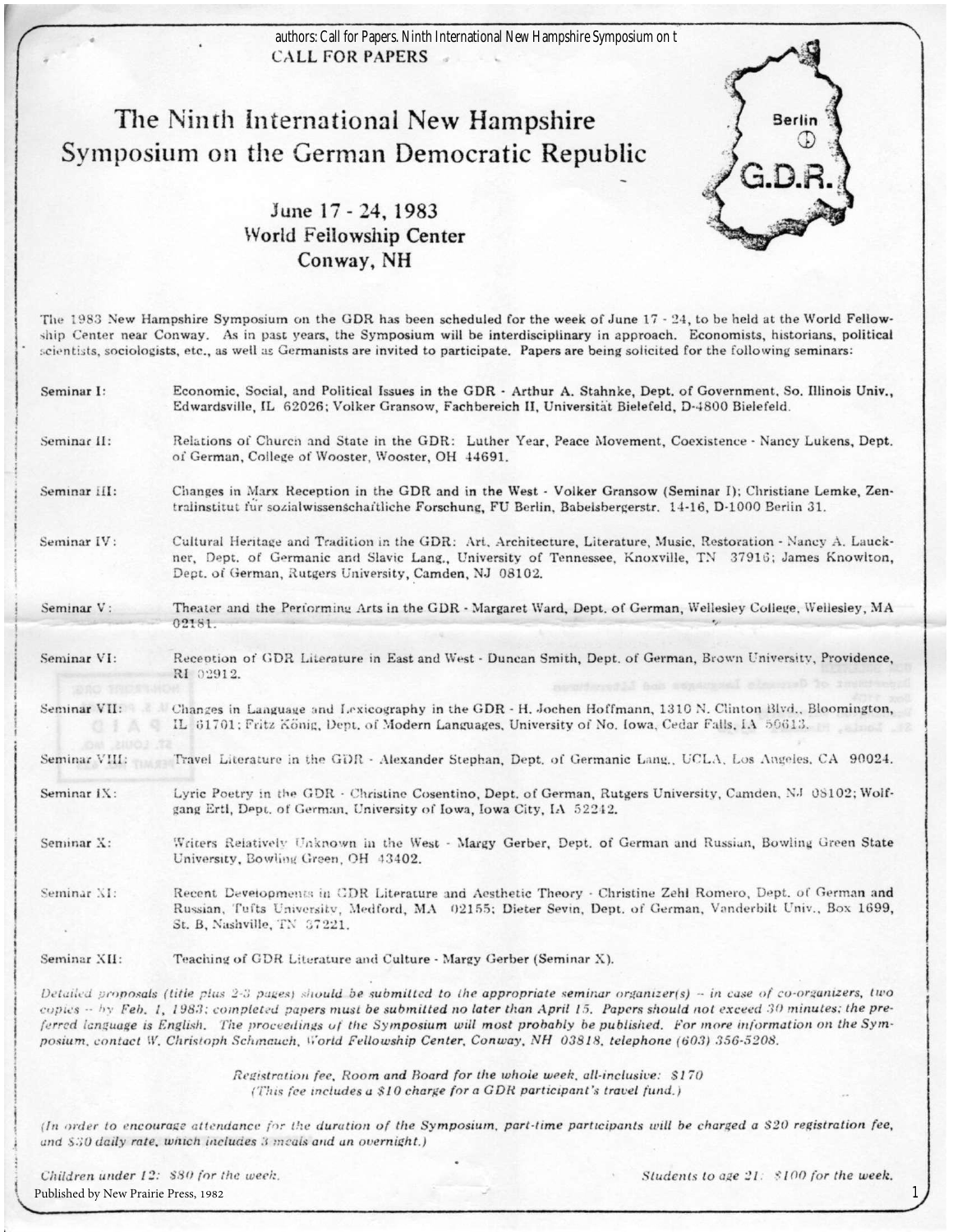CALL FOR PAPERS

# The Ninth International New Hampshire Symposium on the German Democratic Republic

## June 17 - 24, 1983
## World Fellowship Center
## Conway, NH

The 1983 New Hampshire Symposium on the GDR has been scheduled for the week of June 17 - 24, to be held at the World Fellowship Center near Conway. As in past years, the Symposium will be interdisciplinary in approach. Economists, historians, political scientists, sociologists, etc., as well as Germanists are invited to participate. Papers are being solicited for the following seminars:

| | |
|---|---|
| Seminar I: | Economic, Social, and Political Issues in the GDR - Arthur A. Stahnke, Dept. of Government, So. Illinois Univ., Edwardsville, IL 62026; Volker Gransow, Fachbereich II, Universität Bielefeld, D-4800 Bielefeld. |
| Seminar II: | Relations of Church and State in the GDR: Luther Year, Peace Movement, Coexistence - Nancy Lukens, Dept. of German, College of Wooster, Wooster, OH 44691. |
| Seminar III: | Changes in Marx Reception in the GDR and in the West - Volker Gransow (Seminar I); Christiane Lemke, Zentralinstitut für sozialwissenschaftliche Forschung, FU Berlin, Babelsbergerstr. 14-16, D-1000 Berlin 31. |
| Seminar IV: | Cultural Heritage and Tradition in the GDR: Art, Architecture, Literature, Music, Restoration - Nancy A. Lauckner, Dept. of Germanic and Slavic Lang., University of Tennessee, Knoxville, TN 37916; James Knowlton, Dept. of German, Rutgers University, Camden, NJ 08102. |
| Seminar V: | Theater and the Performing Arts in the GDR - Margaret Ward, Dept. of German, Wellesley College, Wellesley, MA 02181. |
| Seminar VI: | Reception of GDR Literature in East and West - Duncan Smith, Dept. of German, Brown University, Providence, RI 02912. |
| Seminar VII: | Changes in Language and Lexicography in the GDR - H. Jochen Hoffmann, 1310 N. Clinton Blvd., Bloomington, IL 61701; Fritz König, Dept. of Modern Languages, University of No. Iowa, Cedar Falls, IA 50613. |
| Seminar VIII: | Travel Literature in the GDR - Alexander Stephan, Dept. of Germanic Lang., UCLA, Los Angeles, CA 90024. |
| Seminar IX: | Lyric Poetry in the GDR - Christine Cosentino, Dept. of German, Rutgers University, Camden, NJ 08102; Wolfgang Ertl, Dept. of German, University of Iowa, Iowa City, IA 52242. |
| Seminar X: | Writers Relatively Unknown in the West - Margy Gerber, Dept. of German and Russian, Bowling Green State University, Bowling Green, OH 43402. |
| Seminar XI: | Recent Developments in GDR Literature and Aesthetic Theory - Christine Zehl Romero, Dept. of German and Russian, Tufts University, Medford, MA 02155; Dieter Sevin, Dept. of German, Vanderbilt Univ., Box 1699, St. B, Nashville, TN 37221. |
| Seminar XII: | Teaching of GDR Literature and Culture - Margy Gerber (Seminar X). |

*Detailed proposals (title plus 2-3 pages) should be submitted to the appropriate seminar organizer(s) – in case of co-organizers, two copies – by Feb. 1, 1983; completed papers must be submitted no later than April 15. Papers should not exceed 30 minutes; the preferred language is English. The proceedings of the Symposium will most probably be published. For more information on the Symposium, contact W. Christoph Schmauch, World Fellowship Center, Conway, NH 03818, telephone (603) 356-5208.*

*Registration fee, Room and Board for the whole week, all-inclusive: $170*
*(This fee includes a $10 charge for a GDR participant's travel fund.)*

*(In order to encourage attendance for the duration of the Symposium, part-time participants will be charged a $20 registration fee, and $30 daily rate, which includes 3 meals and an overnight.)*

*Children under 12: $80 for the week.* *Students to age 21: $100 for the week.*